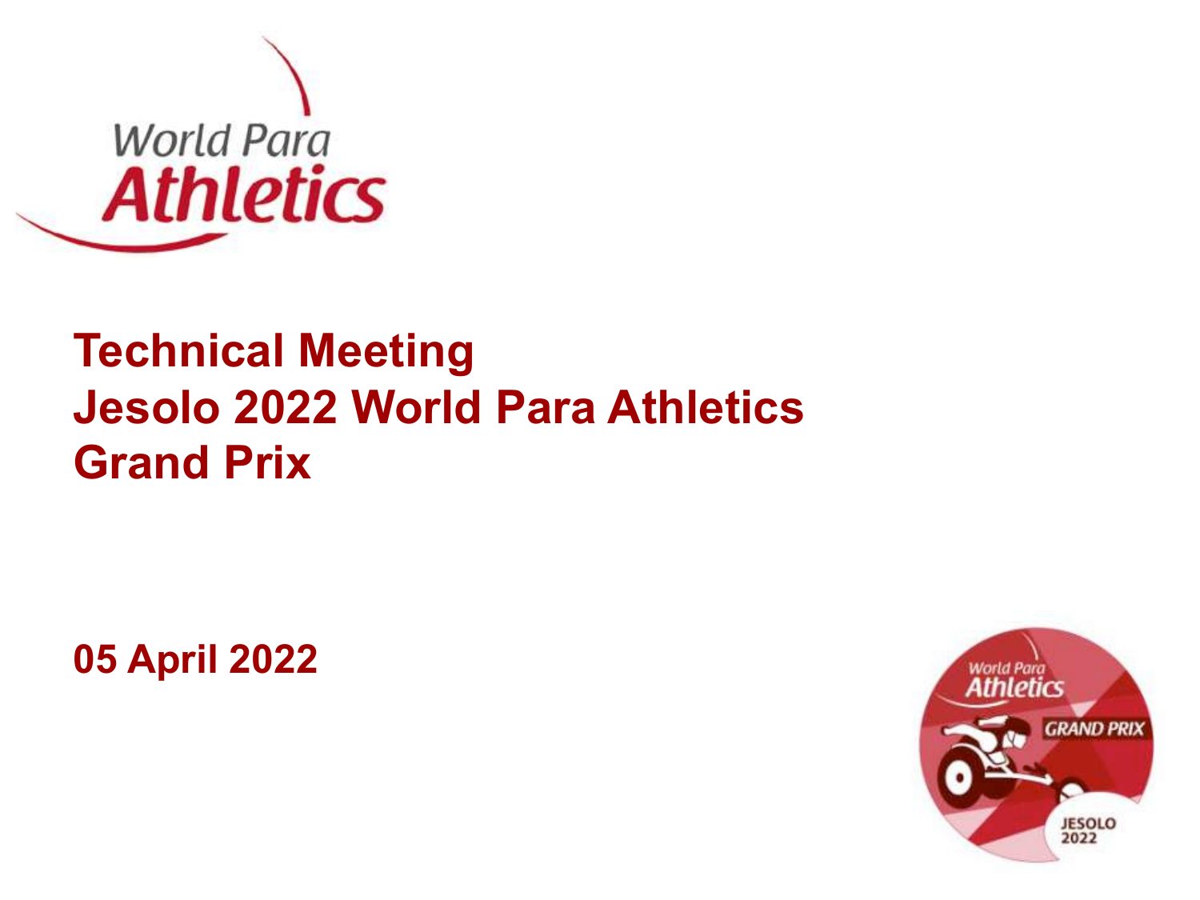# Technical Meeting
# Jesolo 2022 World Para Athletics Grand Prix

**05 April 2022**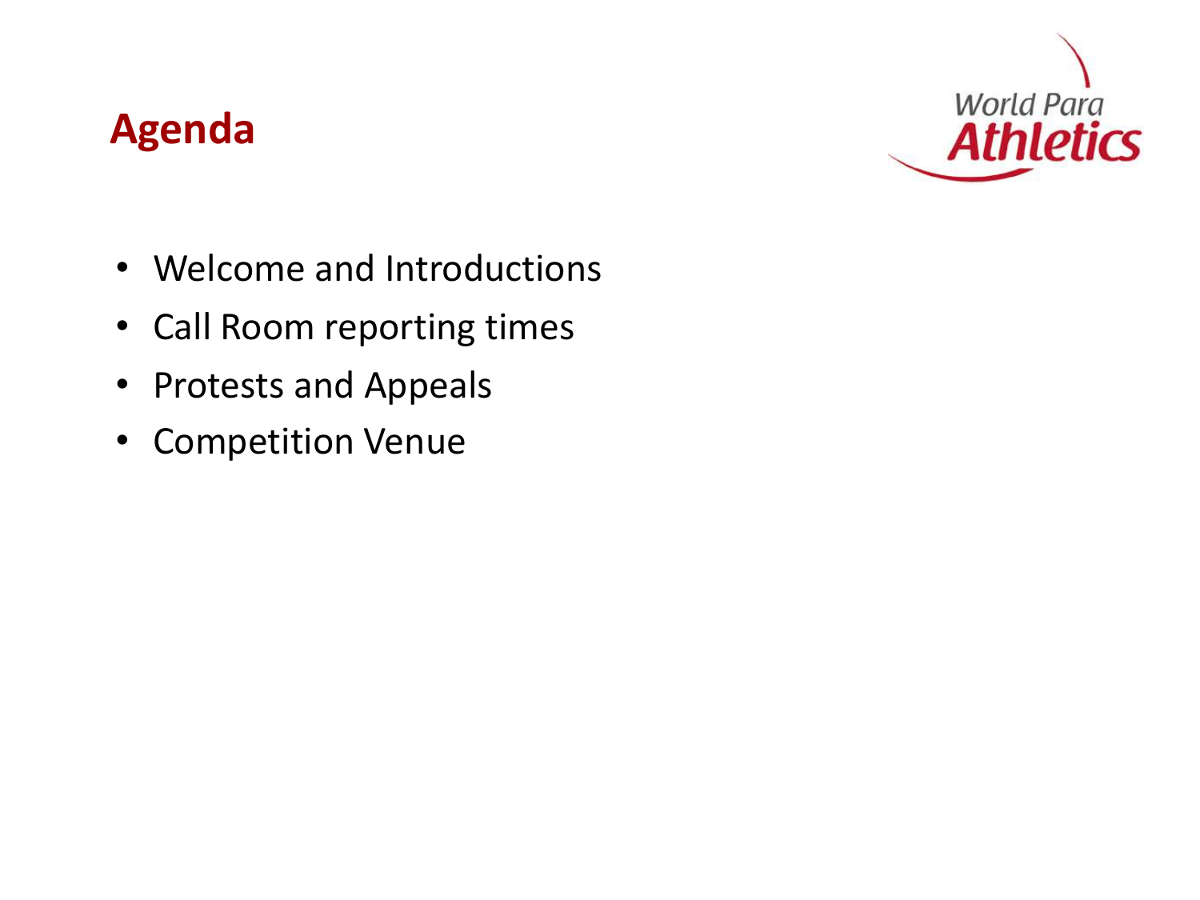# Agenda

- Welcome and Introductions
- Call Room reporting times
- Protests and Appeals
- Competition Venue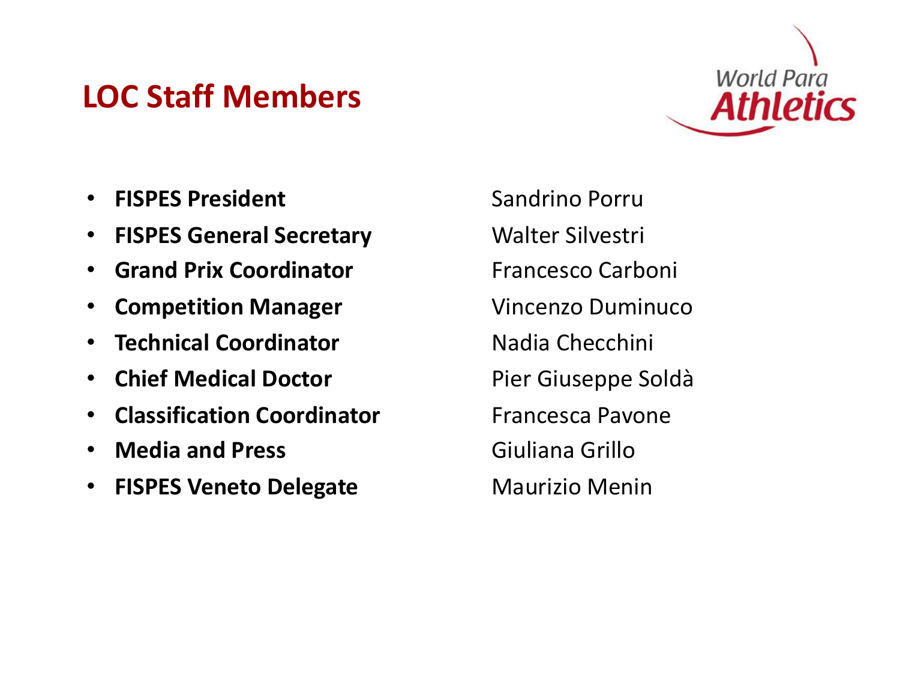## LOC Staff Members

- **FISPES President** Sandrino Porru
- **FISPES General Secretary** Walter Silvestri
- **Grand Prix Coordinator** Francesco Carboni
- **Competition Manager** Vincenzo Duminuco
- **Technical Coordinator** Nadia Checchini
- **Chief Medical Doctor** Pier Giuseppe Soldà
- **Classification Coordinator** Francesca Pavone
- **Media and Press** Giuliana Grillo
- **FISPES Veneto Delegate** Maurizio Menin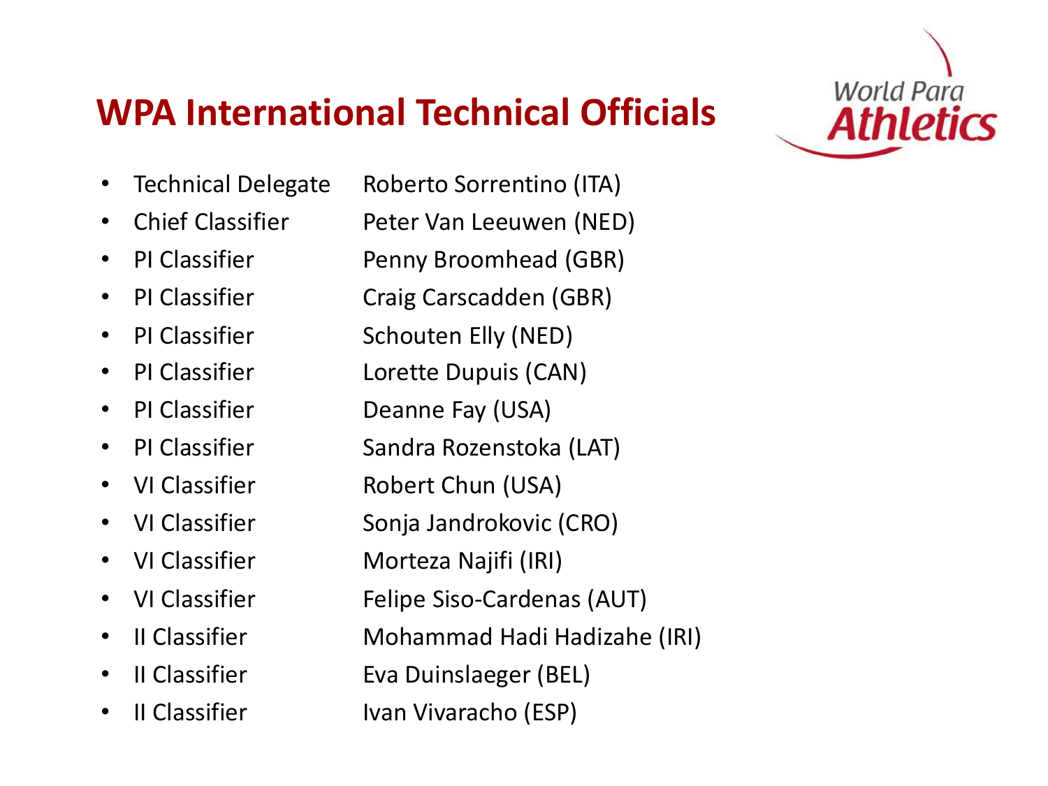# WPA International Technical Officials

World Para Athletics

- Technical Delegate Roberto Sorrentino (ITA)
- Chief Classifier Peter Van Leeuwen (NED)
- PI Classifier Penny Broomhead (GBR)
- PI Classifier Craig Carscadden (GBR)
- PI Classifier Schouten Elly (NED)
- PI Classifier Lorette Dupuis (CAN)
- PI Classifier Deanne Fay (USA)
- PI Classifier Sandra Rozenstoka (LAT)
- VI Classifier Robert Chun (USA)
- VI Classifier Sonja Jandrokovic (CRO)
- VI Classifier Morteza Najifi (IRI)
- VI Classifier Felipe Siso-Cardenas (AUT)
- II Classifier Mohammad Hadi Hadizahe (IRI)
- II Classifier Eva Duinslaeger (BEL)
- II Classifier Ivan Vivaracho (ESP)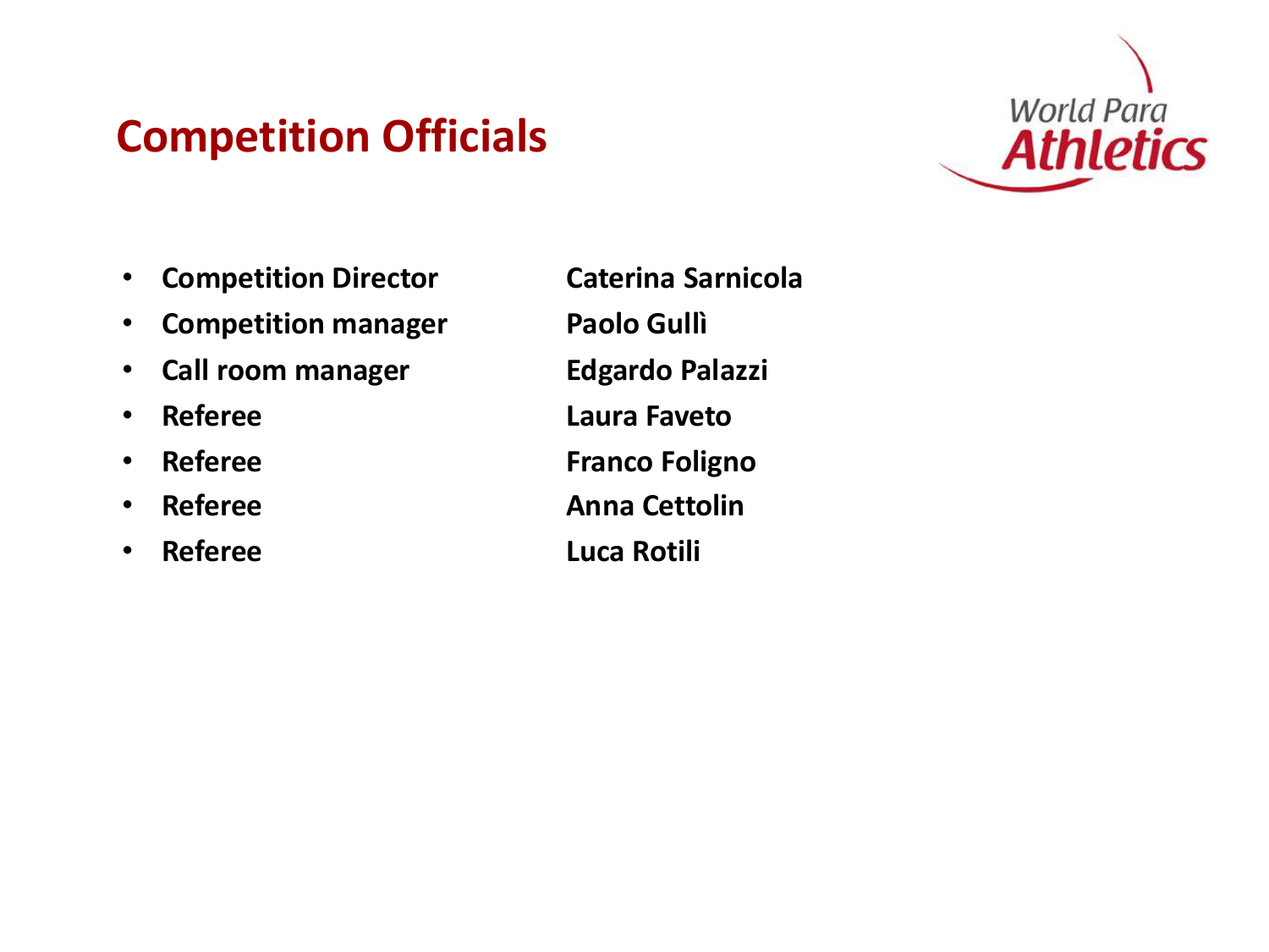# Competition Officials

- **Competition Director** **Caterina Sarnicola**
- **Competition manager** **Paolo Gullì**
- **Call room manager** **Edgardo Palazzi**
- **Referee** **Laura Faveto**
- **Referee** **Franco Foligno**
- **Referee** **Anna Cettolin**
- **Referee** **Luca Rotili**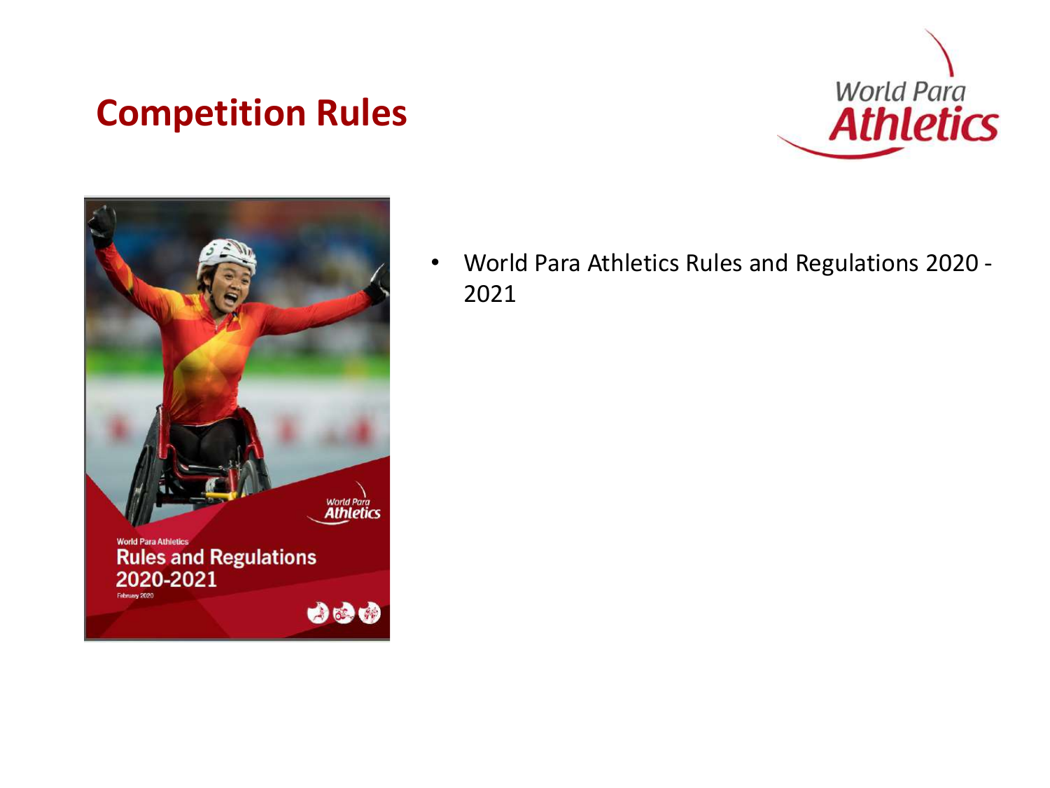# Competition Rules

- World Para Athletics Rules and Regulations 2020 - 2021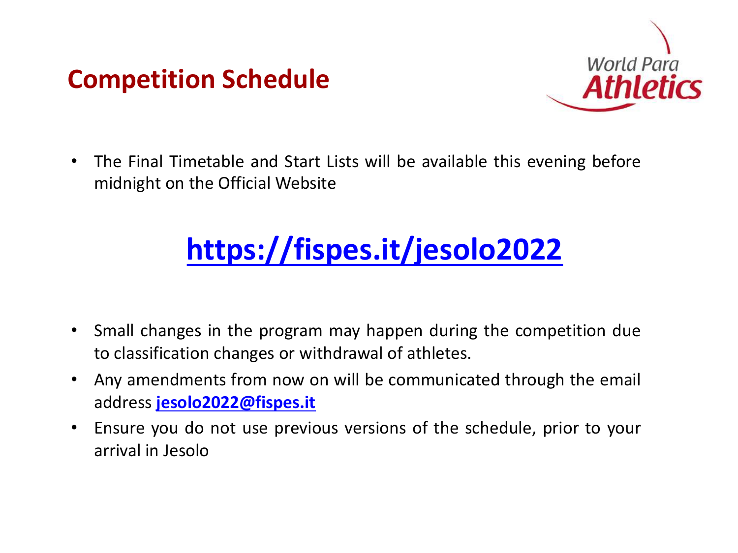# Competition Schedule

- The Final Timetable and Start Lists will be available this evening before midnight on the Official Website

## **https://fispes.it/jesolo2022**

- Small changes in the program may happen during the competition due to classification changes or withdrawal of athletes.
- Any amendments from now on will be communicated through the email address **jesolo2022@fispes.it**
- Ensure you do not use previous versions of the schedule, prior to your arrival in Jesolo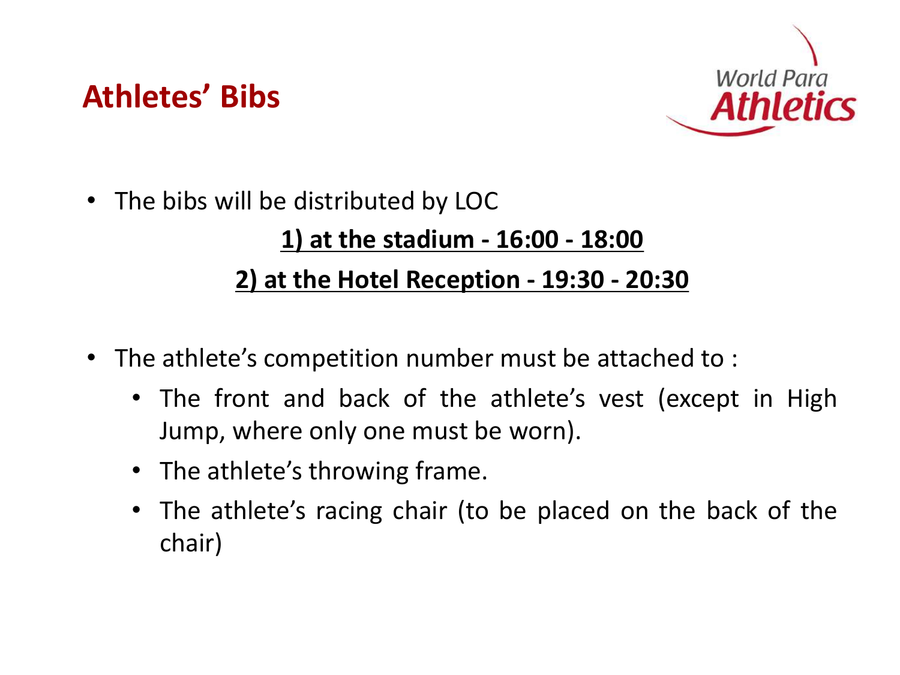# Athletes' Bibs

World Para Athletics

- The bibs will be distributed by LOC

  **1) at the stadium - 16:00 - 18:00**

  **2) at the Hotel Reception - 19:30 - 20:30**

- The athlete's competition number must be attached to :
  - The front and back of the athlete's vest (except in High Jump, where only one must be worn).
  - The athlete's throwing frame.
  - The athlete's racing chair (to be placed on the back of the chair)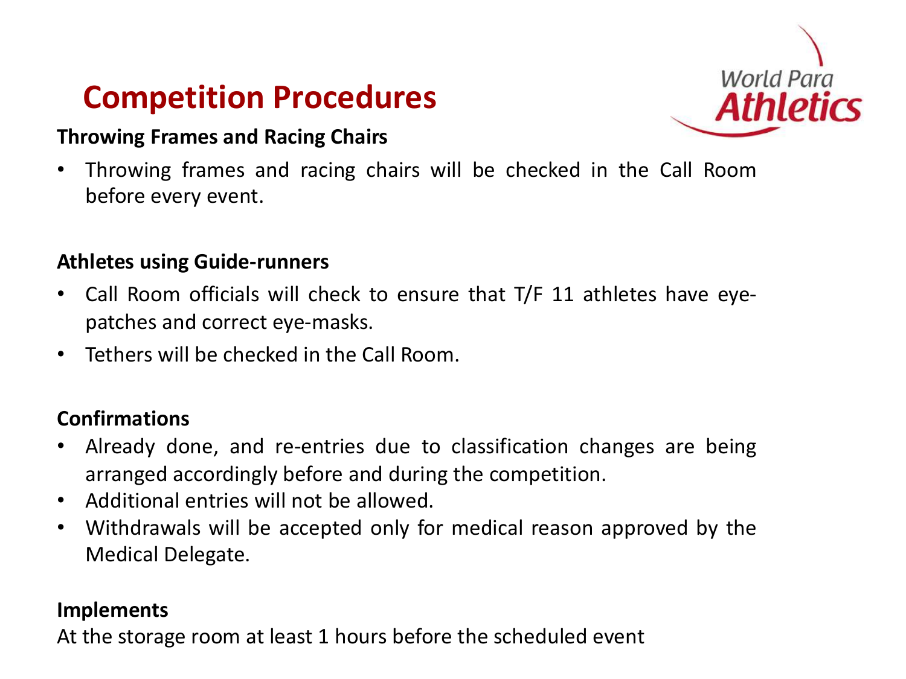# Competition Procedures

World Para Athletics

**Throwing Frames and Racing Chairs**

- Throwing frames and racing chairs will be checked in the Call Room before every event.

**Athletes using Guide-runners**

- Call Room officials will check to ensure that T/F 11 athletes have eye-patches and correct eye-masks.
- Tethers will be checked in the Call Room.

**Confirmations**

- Already done, and re-entries due to classification changes are being arranged accordingly before and during the competition.
- Additional entries will not be allowed.
- Withdrawals will be accepted only for medical reason approved by the Medical Delegate.

**Implements**

At the storage room at least 1 hours before the scheduled event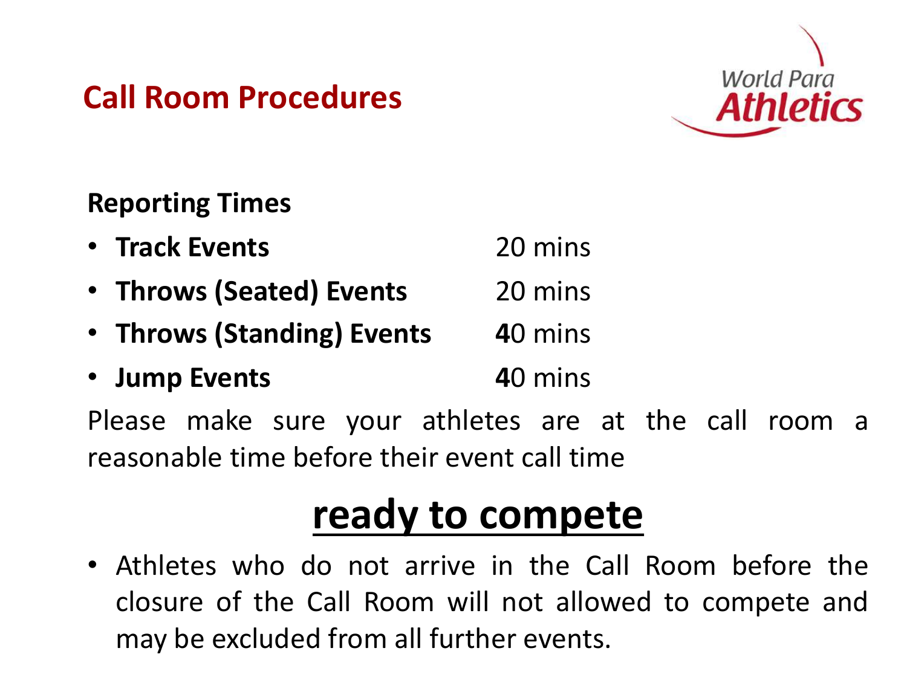## Call Room Procedures

World Para Athletics

### Reporting Times

- **Track Events** 20 mins
- **Throws (Seated) Events** 20 mins
- **Throws (Standing) Events** **4**0 mins
- **Jump Events** **4**0 mins

Please make sure your athletes are at the call room a reasonable time before their event call time

# **ready to compete**

- Athletes who do not arrive in the Call Room before the closure of the Call Room will not allowed to compete and may be excluded from all further events.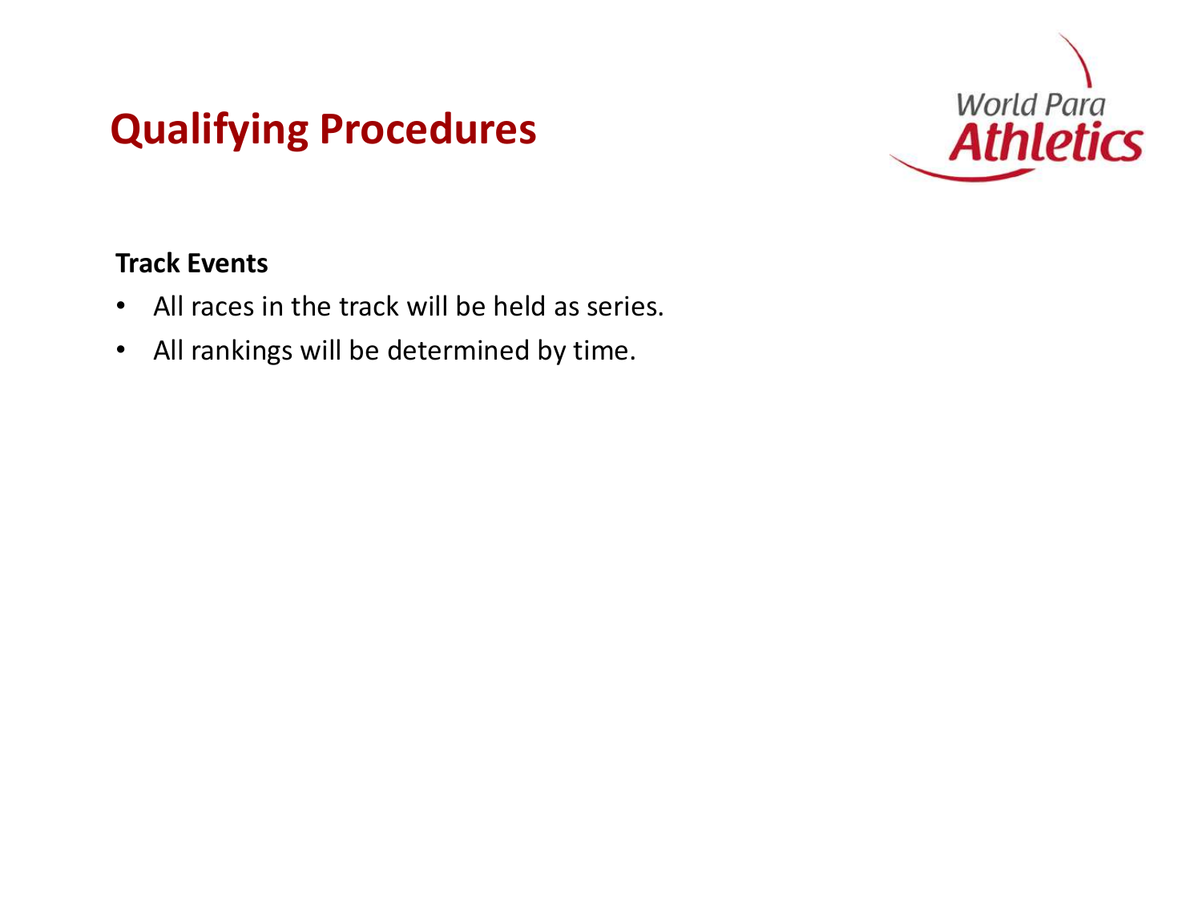# Qualifying Procedures

**Track Events**

- All races in the track will be held as series.
- All rankings will be determined by time.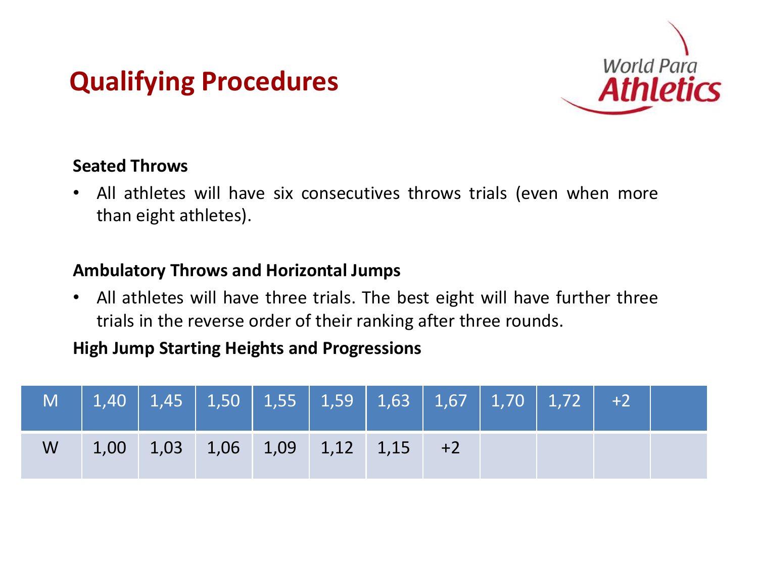# Qualifying Procedures

**Seated Throws**

- All athletes will have six consecutives throws trials (even when more than eight athletes).

**Ambulatory Throws and Horizontal Jumps**

- All athletes will have three trials. The best eight will have further three trials in the reverse order of their ranking after three rounds.

**High Jump Starting Heights and Progressions**

| M | 1,40 | 1,45 | 1,50 | 1,55 | 1,59 | 1,63 | 1,67 | 1,70 | 1,72 | +2 | |
|---|---|---|---|---|---|---|---|---|---|---|---|
| W | 1,00 | 1,03 | 1,06 | 1,09 | 1,12 | 1,15 | +2 | | | | |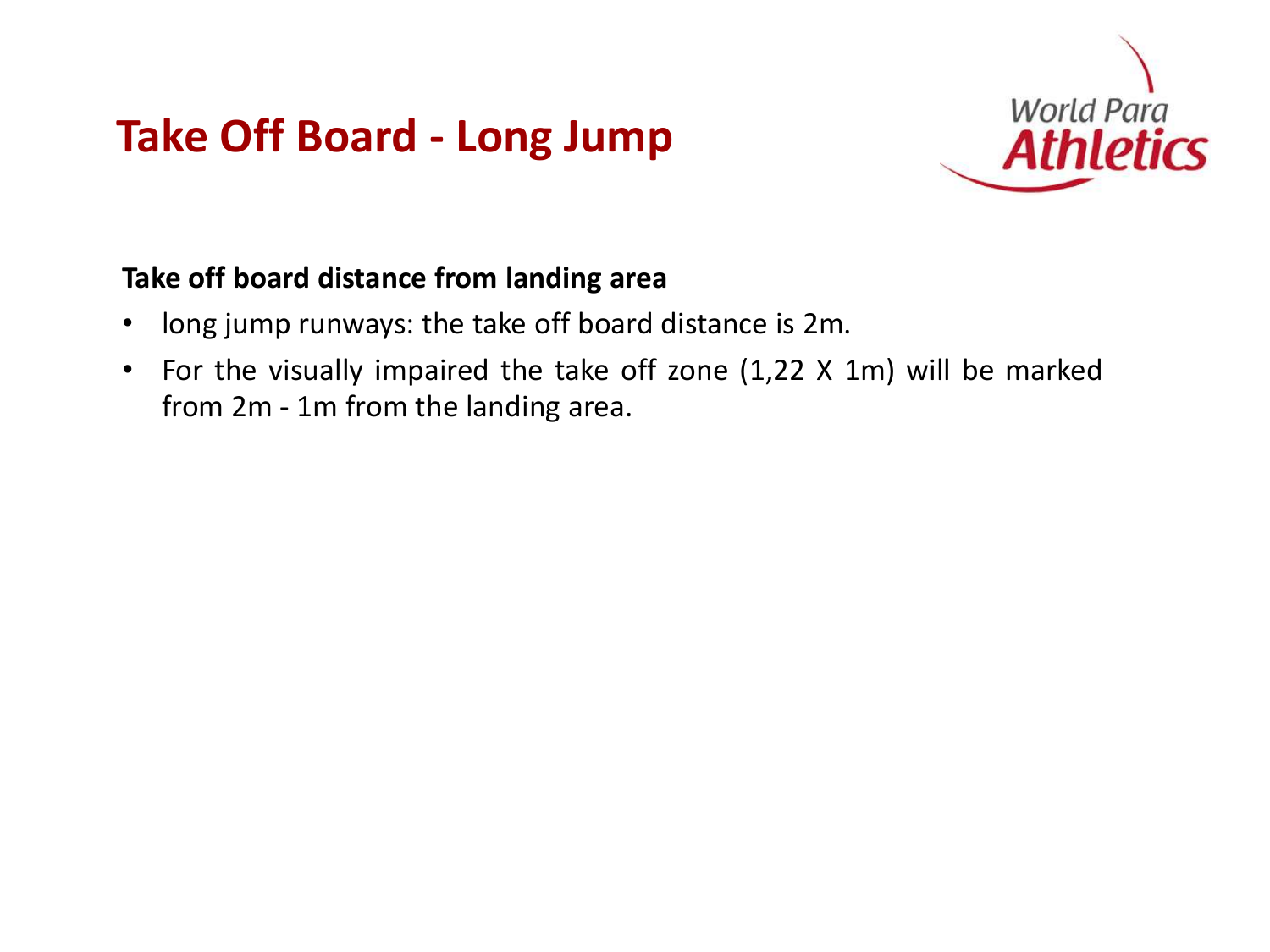# Take Off Board - Long Jump

**Take off board distance from landing area**

- long jump runways: the take off board distance is 2m.
- For the visually impaired the take off zone (1,22 X 1m) will be marked from 2m - 1m from the landing area.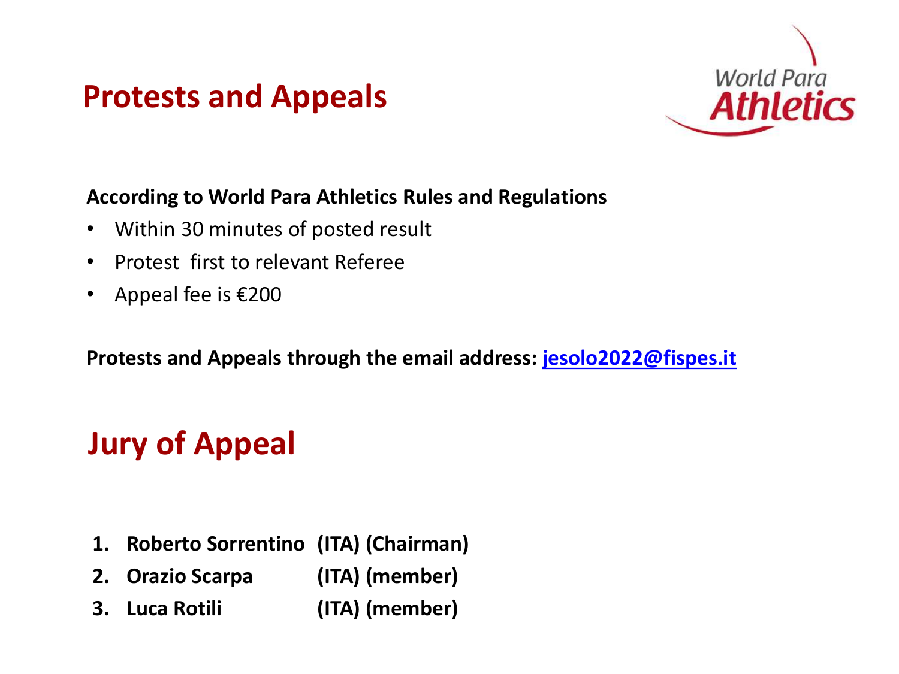# Protests and Appeals

**According to World Para Athletics Rules and Regulations**

- Within 30 minutes of posted result
- Protest first to relevant Referee
- Appeal fee is €200

**Protests and Appeals through the email address: jesolo2022@fispes.it**

# Jury of Appeal

1. **Roberto Sorrentino (ITA) (Chairman)**
2. **Orazio Scarpa (ITA) (member)**
3. **Luca Rotili (ITA) (member)**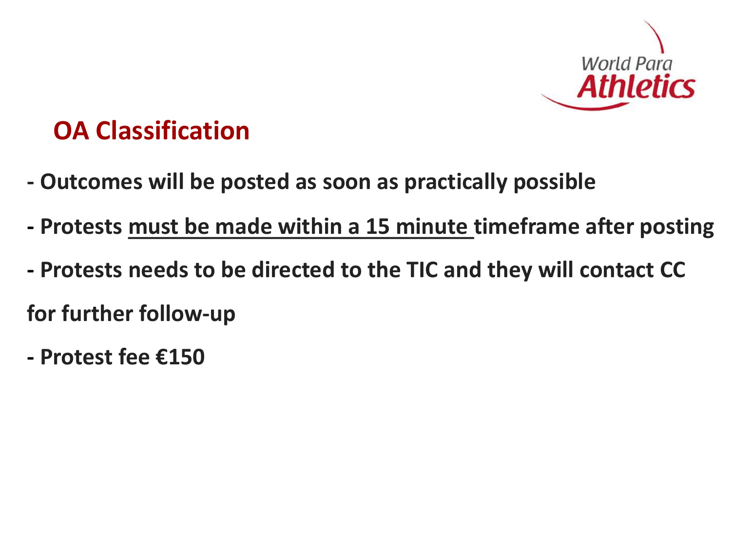## OA Classification

- **Outcomes will be posted as soon as practically possible**
- **Protests <u>must be made within a 15 minute</u> timeframe after posting**
- **Protests needs to be directed to the TIC and they will contact CC for further follow-up**
- **Protest fee €150**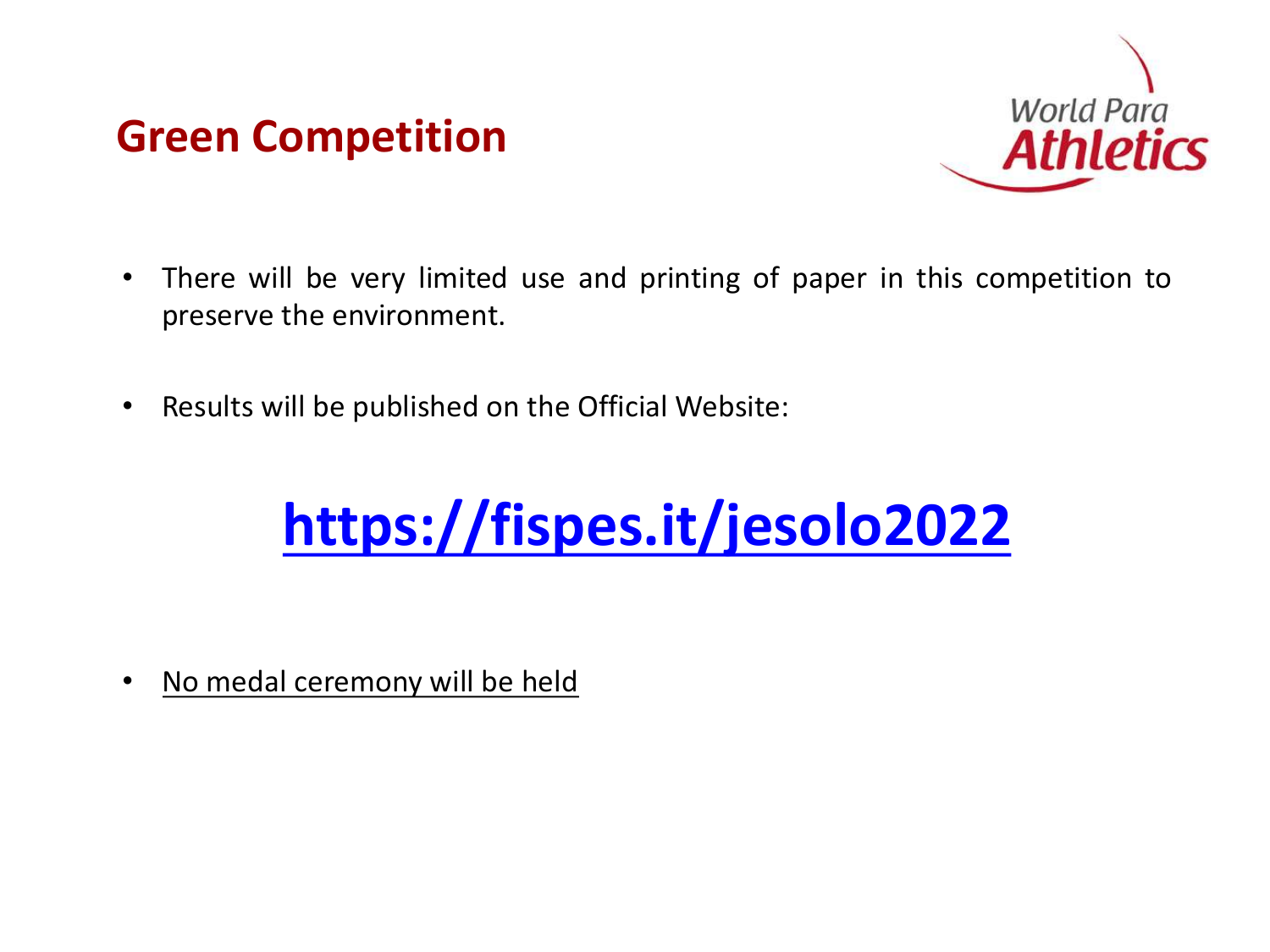# Green Competition

- There will be very limited use and printing of paper in this competition to preserve the environment.

- Results will be published on the Official Website:

## [https://fispes.it/jesolo2022](https://fispes.it/jesolo2022)

- <u>No medal ceremony will be held</u>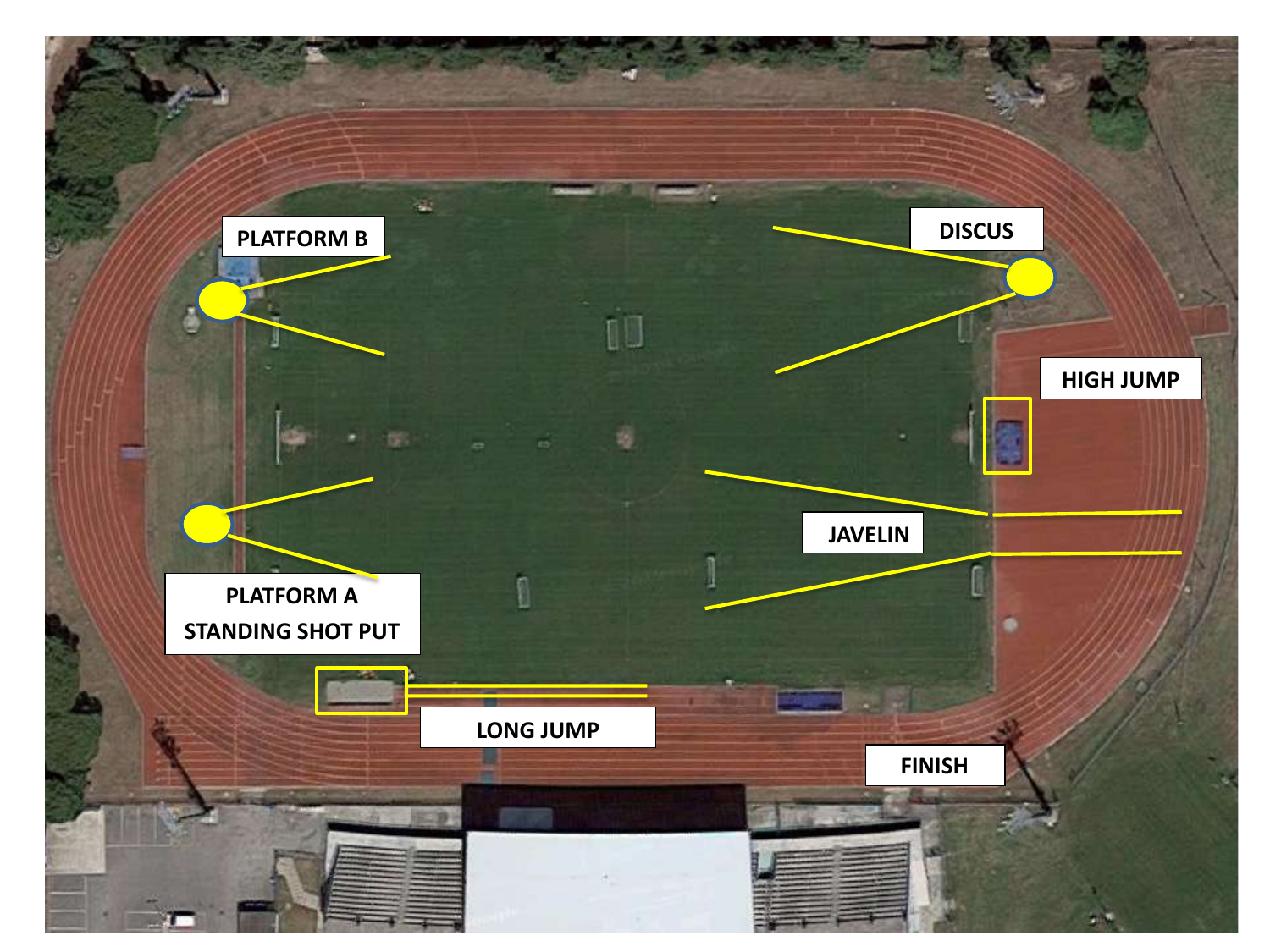PLATFORM B

DISCUS

HIGH JUMP

JAVELIN

PLATFORM A
STANDING SHOT PUT

LONG JUMP

FINISH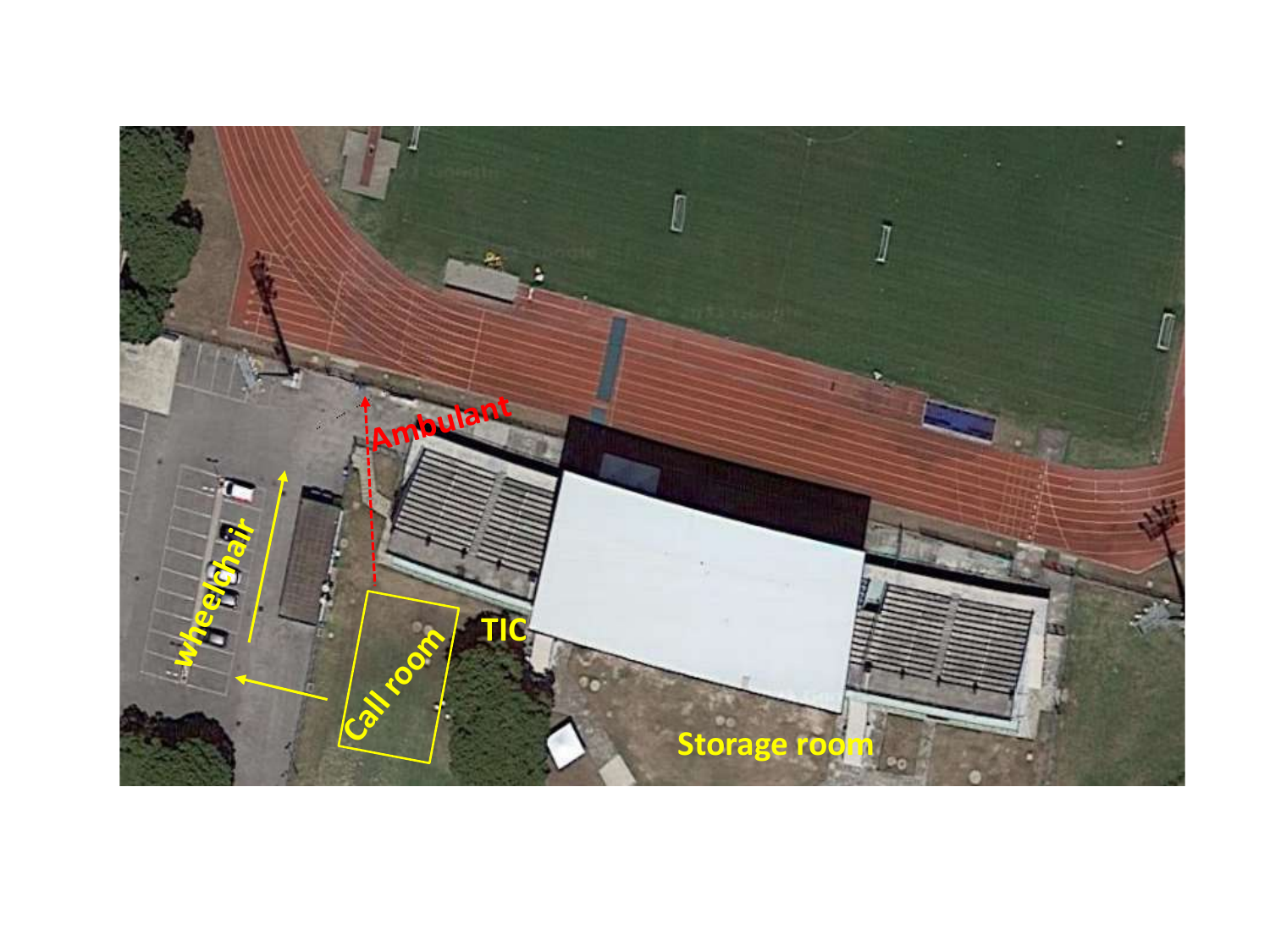Ambulant

wheelchair

Call room

TIC

Storage room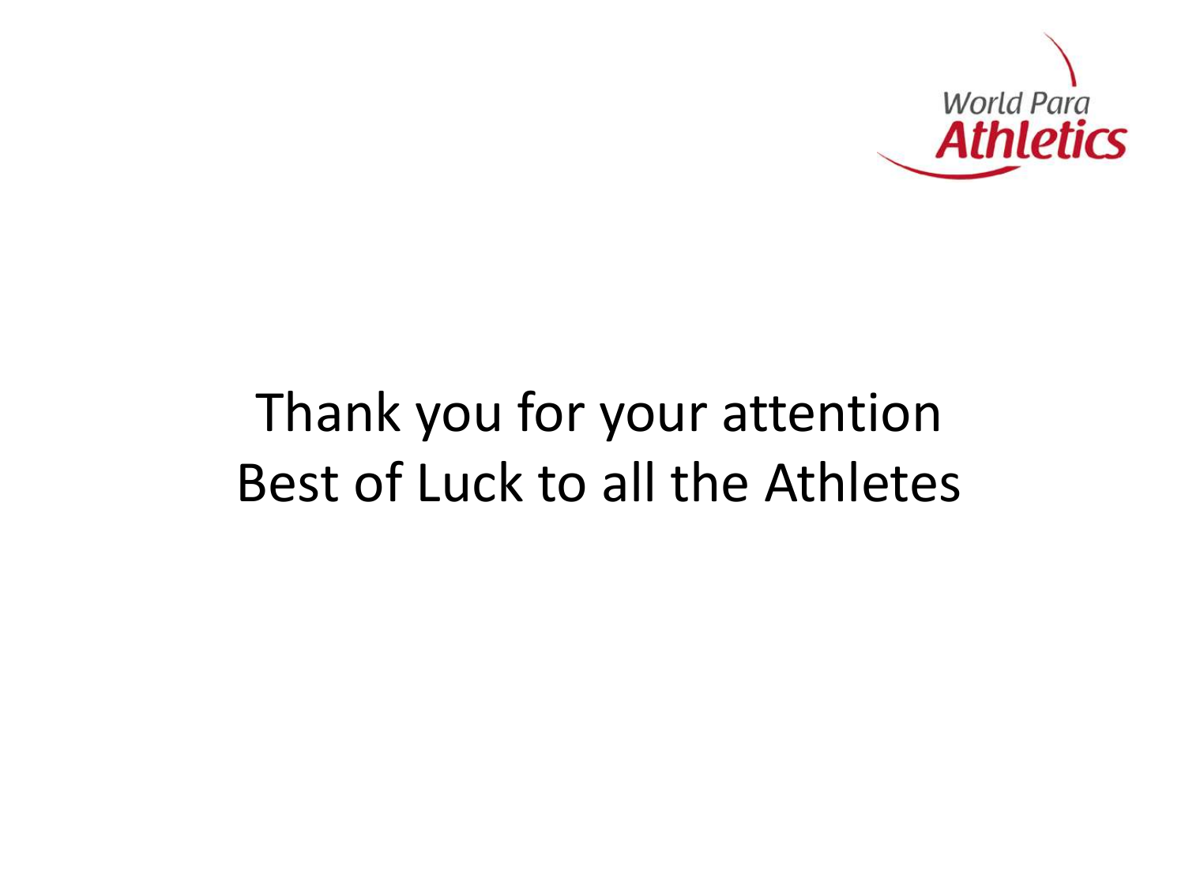World Para Athletics

Thank you for your attention
Best of Luck to all the Athletes